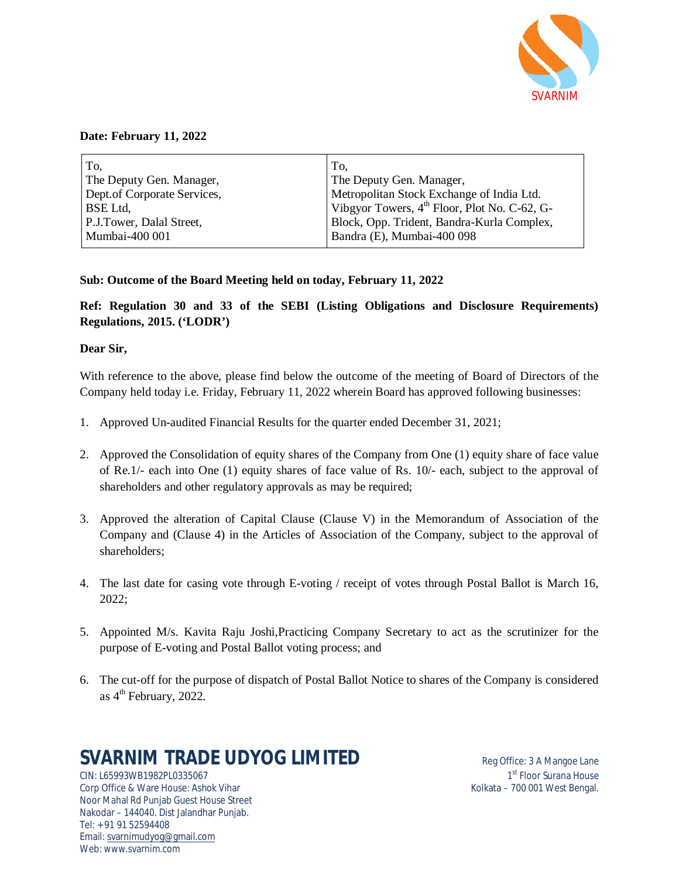SVARNIM

**Date: February 11, 2022**

| To,<br>The Deputy Gen. Manager,<br>Dept.of Corporate Services,<br>BSE Ltd,<br>P.J.Tower, Dalal Street,<br>Mumbai-400 001 | To,<br>The Deputy Gen. Manager,<br>Metropolitan Stock Exchange of India Ltd.<br>Vibgyor Towers, 4th Floor, Plot No. C-62, G-Block, Opp. Trident, Bandra-Kurla Complex,<br>Bandra (E), Mumbai-400 098 |
|---|---|

**Sub: Outcome of the Board Meeting held on today, February 11, 2022**

**Ref: Regulation 30 and 33 of the SEBI (Listing Obligations and Disclosure Requirements) Regulations, 2015. ('LODR')**

**Dear Sir,**

With reference to the above, please find below the outcome of the meeting of Board of Directors of the Company held today i.e. Friday, February 11, 2022 wherein Board has approved following businesses:

1. Approved Un-audited Financial Results for the quarter ended December 31, 2021;

2. Approved the Consolidation of equity shares of the Company from One (1) equity share of face value of Re.1/- each into One (1) equity shares of face value of Rs. 10/- each, subject to the approval of shareholders and other regulatory approvals as may be required;

3. Approved the alteration of Capital Clause (Clause V) in the Memorandum of Association of the Company and (Clause 4) in the Articles of Association of the Company, subject to the approval of shareholders;

4. The last date for casing vote through E-voting / receipt of votes through Postal Ballot is March 16, 2022;

5. Appointed M/s. Kavita Raju Joshi,Practicing Company Secretary to act as the scrutinizer for the purpose of E-voting and Postal Ballot voting process; and

6. The cut-off for the purpose of dispatch of Postal Ballot Notice to shares of the Company is considered as 4th February, 2022.

**SVARNIM TRADE UDYOG LIMITED**

CIN: L65993WB1982PL0335067
Corp Office & Ware House: Ashok Vihar
Noor Mahal Rd Punjab Guest House Street
Nakodar – 144040. Dist Jalandhar Punjab.
Tel: +91 91 52594408
Email: svarnimudyog@gmail.com
Web: www.svarnim.com

Reg Office: 3 A Mangoe Lane
1st Floor Surana House
Kolkata – 700 001 West Bengal.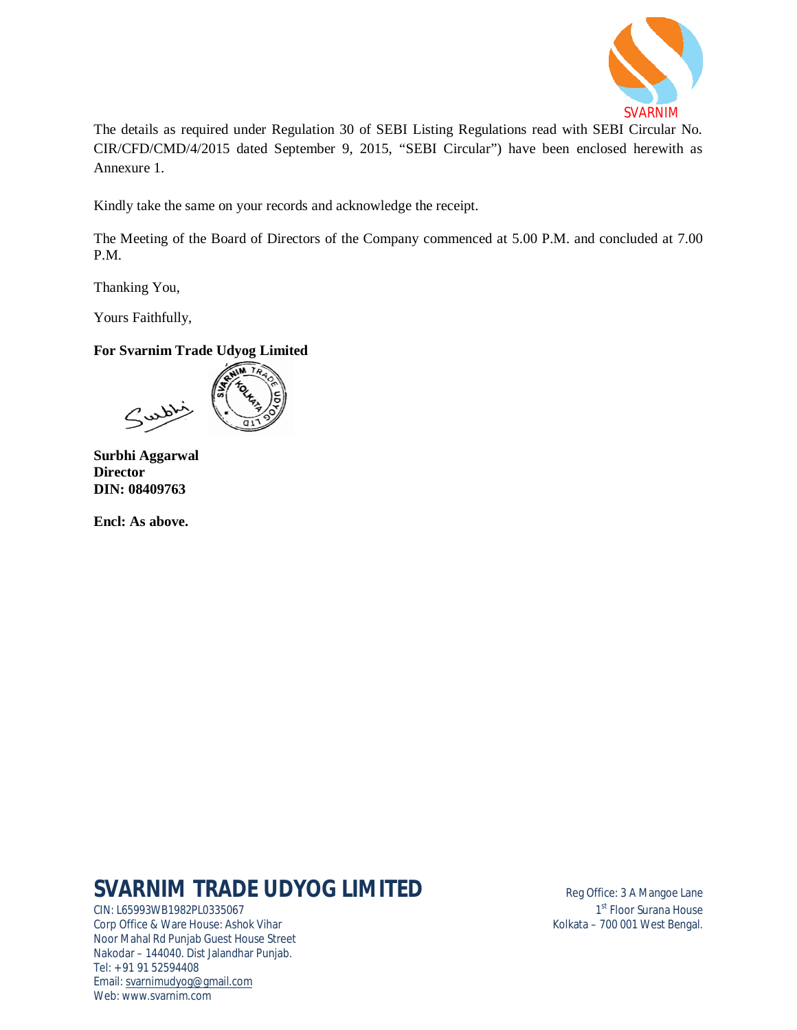The details as required under Regulation 30 of SEBI Listing Regulations read with SEBI Circular No. CIR/CFD/CMD/4/2015 dated September 9, 2015, "SEBI Circular") have been enclosed herewith as Annexure 1.

Kindly take the same on your records and acknowledge the receipt.

The Meeting of the Board of Directors of the Company commenced at 5.00 P.M. and concluded at 7.00 P.M.

Thanking You,

Yours Faithfully,

**For Svarnim Trade Udyog Limited**

**Surbhi Aggarwal**
**Director**
**DIN: 08409763**

**Encl: As above.**

**SVARNIM TRADE UDYOG LIMITED**

CIN: L65993WB1982PL0335067
Corp Office & Ware House: Ashok Vihar
Noor Mahal Rd Punjab Guest House Street
Nakodar – 144040. Dist Jalandhar Punjab.
Tel: +91 91 52594408
Email: svarnimudyog@gmail.com
Web: www.svarnim.com

Reg Office: 3 A Mangoe Lane
1st Floor Surana House
Kolkata – 700 001 West Bengal.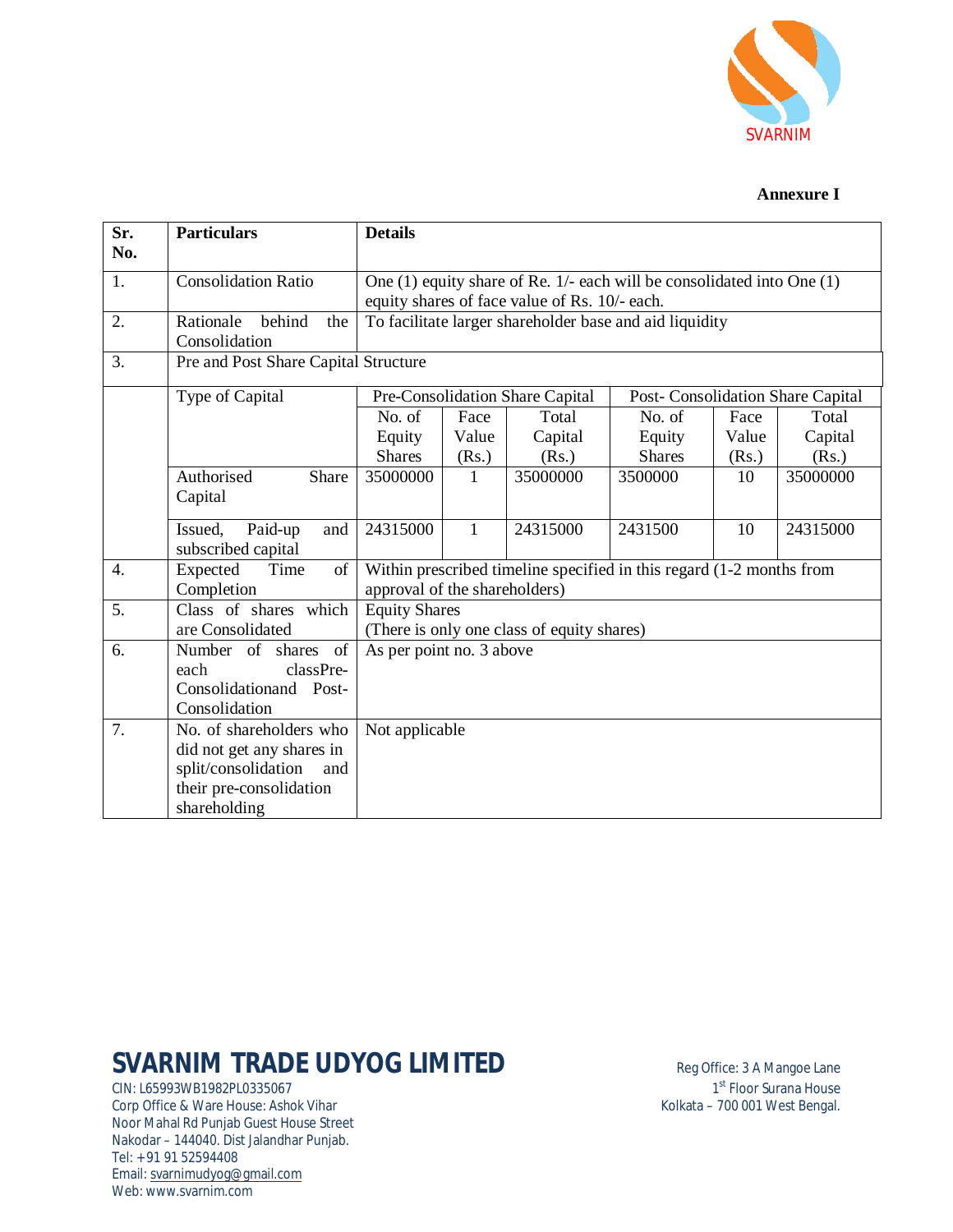**Annexure I**

| Sr. No. | Particulars | Details | | | | | |
|---|---|---|---|---|---|---|---|
| 1. | Consolidation Ratio | One (1) equity share of Re. 1/- each will be consolidated into One (1) equity shares of face value of Rs. 10/- each. | | | | | |
| 2. | Rationale behind the Consolidation | To facilitate larger shareholder base and aid liquidity | | | | | |
| 3. | Pre and Post Share Capital Structure | | | | | | |
| | Type of Capital | Pre-Consolidation Share Capital | | | Post- Consolidation Share Capital | | |
| | | No. of Equity Shares | Face Value (Rs.) | Total Capital (Rs.) | No. of Equity Shares | Face Value (Rs.) | Total Capital (Rs.) |
| | Authorised Share Capital | 35000000 | 1 | 35000000 | 3500000 | 10 | 35000000 |
| | Issued, Paid-up and subscribed capital | 24315000 | 1 | 24315000 | 2431500 | 10 | 24315000 |
| 4. | Expected Time of Completion | Within prescribed timeline specified in this regard (1-2 months from approval of the shareholders) | | | | | |
| 5. | Class of shares which are Consolidated | Equity Shares (There is only one class of equity shares) | | | | | |
| 6. | Number of shares of each classPre-Consolidationand Post-Consolidation | As per point no. 3 above | | | | | |
| 7. | No. of shareholders who did not get any shares in split/consolidation and their pre-consolidation shareholding | Not applicable | | | | | |

**SVARNIM TRADE UDYOG LIMITED**

CIN: L65993WB1982PL0335067
Corp Office & Ware House: Ashok Vihar
Noor Mahal Rd Punjab Guest House Street
Nakodar – 144040. Dist Jalandhar Punjab.
Tel: +91 91 52594408
Email: svarnimudyog@gmail.com
Web: www.svarnim.com

Reg Office: 3 A Mangoe Lane
1st Floor Surana House
Kolkata – 700 001 West Bengal.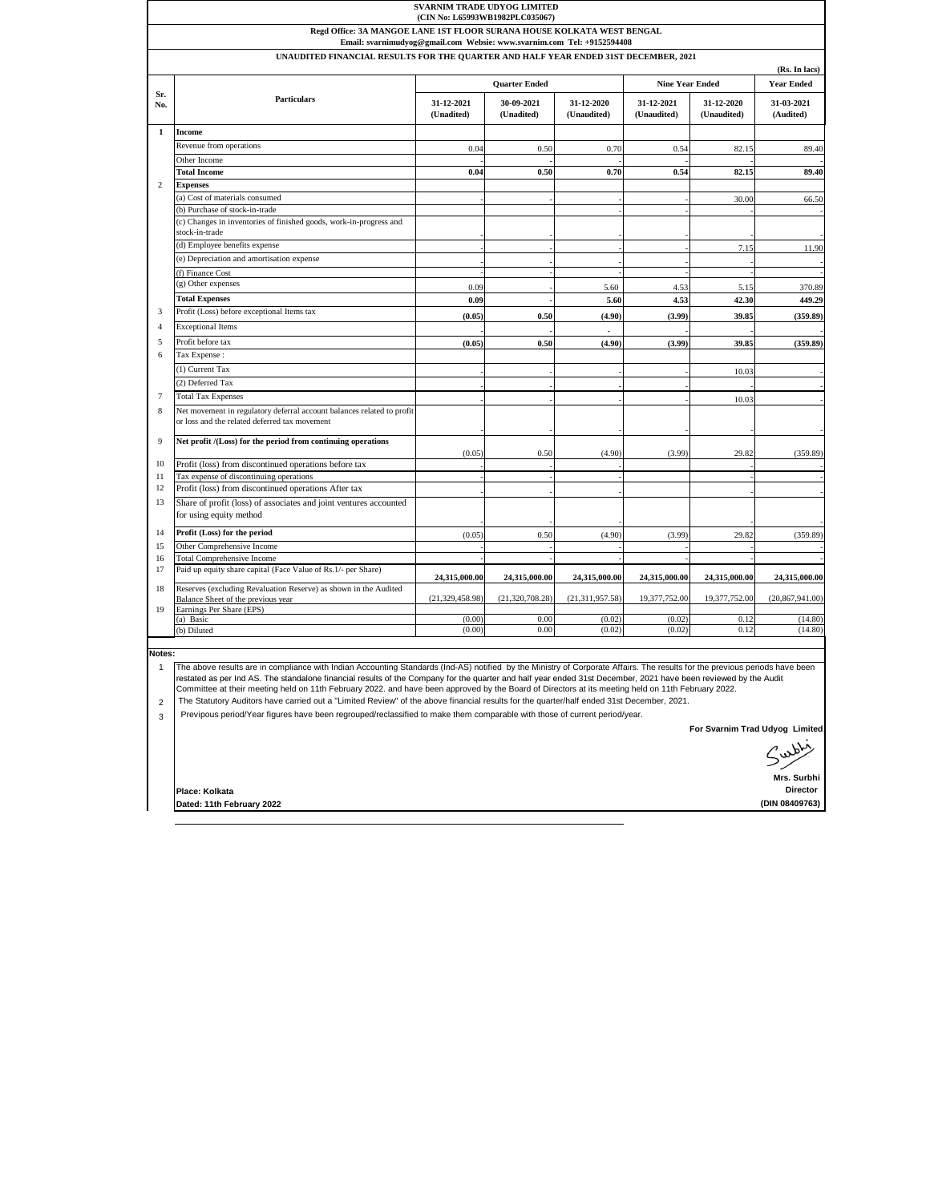**SVARNIM TRADE UDYOG LIMITED**
**(CIN No: L65993WB1982PLC035067)**

**Regd Office: 3A MANGOE LANE 1ST FLOOR SURANA HOUSE KOLKATA WEST BENGAL**
**Email: svarnimudyog@gmail.com Websie: www.svarnim.com Tel: +9152594408**

**UNAUDITED FINANCIAL RESULTS FOR THE QUARTER AND HALF YEAR ENDED 31ST DECEMBER, 2021**

(Rs. In lacs)

| Sr. No. | Particulars | Quarter Ended | | | Nine Year Ended | | Year Ended |
|---|---|---|---|---|---|---|---|
| | | 31-12-2021 (Unadited) | 30-09-2021 (Unadited) | 31-12-2020 (Unaudited) | 31-12-2021 (Unaudited) | 31-12-2020 (Unaudited) | 31-03-2021 (Audited) |
| 1 | **Income** | | | | | | |
| | Revenue from operations | 0.04 | 0.50 | 0.70 | 0.54 | 82.15 | 89.40 |
| | Other Income | - | - | - | - | - | - |
| | **Total Income** | **0.04** | **0.50** | **0.70** | **0.54** | **82.15** | **89.40** |
| 2 | **Expenses** | | | | | | |
| | (a) Cost of materials consumed | - | - | - | - | 30.00 | 66.50 |
| | (b) Purchase of stock-in-trade | | | - | - | - | - |
| | (c) Changes in inventories of finished goods, work-in-progress and stock-in-trade | - | - | - | - | - | - |
| | (d) Employee benefits expense | - | - | - | - | 7.15 | 11.90 |
| | (e) Depreciation and amortisation expense | - | - | - | - | - | - |
| | (f) Finance Cost | - | - | - | - | - | - |
| | (g) Other expenses | 0.09 | - | 5.60 | 4.53 | 5.15 | 370.89 |
| | **Total Expenses** | **0.09** | **-** | **5.60** | **4.53** | **42.30** | **449.29** |
| 3 | Profit (Loss) before exceptional Items tax | **(0.05)** | **0.50** | **(4.90)** | **(3.99)** | **39.85** | **(359.89)** |
| 4 | Exceptional Items | - | - | - | - | - | - |
| 5 | Profit before tax | **(0.05)** | **0.50** | **(4.90)** | **(3.99)** | **39.85** | **(359.89)** |
| 6 | Tax Expense : | | | | | | |
| | (1) Current Tax | - | - | - | - | 10.03 | - |
| | (2) Deferred Tax | - | - | - | - | - | - |
| 7 | Total Tax Expenses | - | - | - | - | 10.03 | - |
| 8 | Net movement in regulatory deferral account balances related to profit or loss and the related deferred tax movement | - | - | - | - | - | - |
| 9 | **Net profit /(Loss) for the period from continuing operations** | (0.05) | 0.50 | (4.90) | (3.99) | 29.82 | (359.89) |
| 10 | Profit (loss) from discontinued operations before tax | - | - | - | | - | - |
| 11 | Tax expense of discontinuing operations | - | - | - | | - | - |
| 12 | Profit (loss) from discontinued operations After tax | - | - | - | | - | - |
| 13 | Share of profit (loss) of associates and joint ventures accounted for using equity method | - | - | - | | - | - |
| 14 | **Profit (Loss) for the period** | (0.05) | 0.50 | (4.90) | (3.99) | 29.82 | (359.89) |
| 15 | Other Comprehensive Income | - | - | - | - | - | - |
| 16 | Total Comprehensive Income | - | - | - | - | - | - |
| 17 | Paid up equity share capital (Face Value of Rs.1/- per Share) | **24,315,000.00** | **24,315,000.00** | **24,315,000.00** | **24,315,000.00** | **24,315,000.00** | **24,315,000.00** |
| 18 | Reserves (excluding Revaluation Reserve) as shown in the Audited Balance Sheet of the previous year | (21,329,458.98) | (21,320,708.28) | (21,311,957.58) | 19,377,752.00 | 19,377,752.00 | (20,867,941.00) |
| 19 | Earnings Per Share (EPS) | | | | | | |
| | (a) Basic | (0.00) | 0.00 | (0.02) | (0.02) | 0.12 | (14.80) |
| | (b) Diluted | (0.00) | 0.00 | (0.02) | (0.02) | 0.12 | (14.80) |

**Notes:**

1. The above results are in compliance with Indian Accounting Standards (Ind-AS) notified by the Ministry of Corporate Affairs. The results for the previous periods have been restated as per Ind AS. The standalone financial results of the Company for the quarter and half year ended 31st December, 2021 have been reviewed by the Audit Committee at their meeting held on 11th February 2022. and have been approved by the Board of Directors at its meeting held on 11th February 2022.
2. The Statutory Auditors have carried out a "Limited Review" of the above financial results for the quarter/half ended 31st December, 2021.
3. Previpous period/Year figures have been regrouped/reclassified to make them comparable with those of current period/year.

**For Svarnim Trad Udyog Limited**

Surbhi

**Mrs. Surbhi**
**Director**
**(DIN 08409763)**

**Place: Kolkata**
**Dated: 11th February 2022**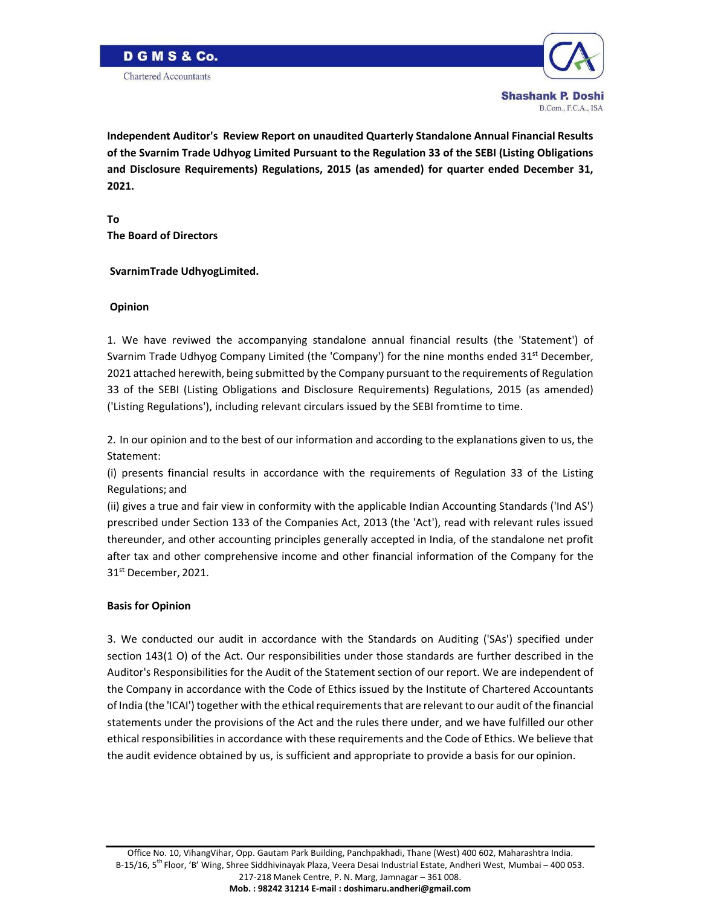**D G M S & Co.**

Chartered Accountants

**Shashank P. Doshi**
B.Com., F.C.A., ISA

**Independent Auditor's Review Report on unaudited Quarterly Standalone Annual Financial Results of the Svarnim Trade Udhyog Limited Pursuant to the Regulation 33 of the SEBI (Listing Obligations and Disclosure Requirements) Regulations, 2015 (as amended) for quarter ended December 31, 2021.**

**To**
**The Board of Directors**

**SvarnimTrade UdhyogLimited.**

**Opinion**

1. We have reviwed the accompanying standalone annual financial results (the 'Statement') of Svarnim Trade Udhyog Company Limited (the 'Company') for the nine months ended 31st December, 2021 attached herewith, being submitted by the Company pursuant to the requirements of Regulation 33 of the SEBI (Listing Obligations and Disclosure Requirements) Regulations, 2015 (as amended) ('Listing Regulations'), including relevant circulars issued by the SEBI fromtime to time.

2. In our opinion and to the best of our information and according to the explanations given to us, the Statement:

(i) presents financial results in accordance with the requirements of Regulation 33 of the Listing Regulations; and

(ii) gives a true and fair view in conformity with the applicable Indian Accounting Standards ('Ind AS') prescribed under Section 133 of the Companies Act, 2013 (the 'Act'), read with relevant rules issued thereunder, and other accounting principles generally accepted in India, of the standalone net profit after tax and other comprehensive income and other financial information of the Company for the 31st December, 2021.

**Basis for Opinion**

3. We conducted our audit in accordance with the Standards on Auditing ('SAs') specified under section 143(1 O) of the Act. Our responsibilities under those standards are further described in the Auditor's Responsibilities for the Audit of the Statement section of our report. We are independent of the Company in accordance with the Code of Ethics issued by the Institute of Chartered Accountants of India (the 'ICAI') together with the ethical requirements that are relevant to our audit of the financial statements under the provisions of the Act and the rules there under, and we have fulfilled our other ethical responsibilities in accordance with these requirements and the Code of Ethics. We believe that the audit evidence obtained by us, is sufficient and appropriate to provide a basis for our opinion.

Office No. 10, VihangVihar, Opp. Gautam Park Building, Panchpakhadi, Thane (West) 400 602, Maharashtra India.
B-15/16, 5th Floor, 'B' Wing, Shree Siddhivinayak Plaza, Veera Desai Industrial Estate, Andheri West, Mumbai – 400 053.
217-218 Manek Centre, P. N. Marg, Jamnagar – 361 008.
**Mob. : 98242 31214 E-mail : doshimaru.andheri@gmail.com**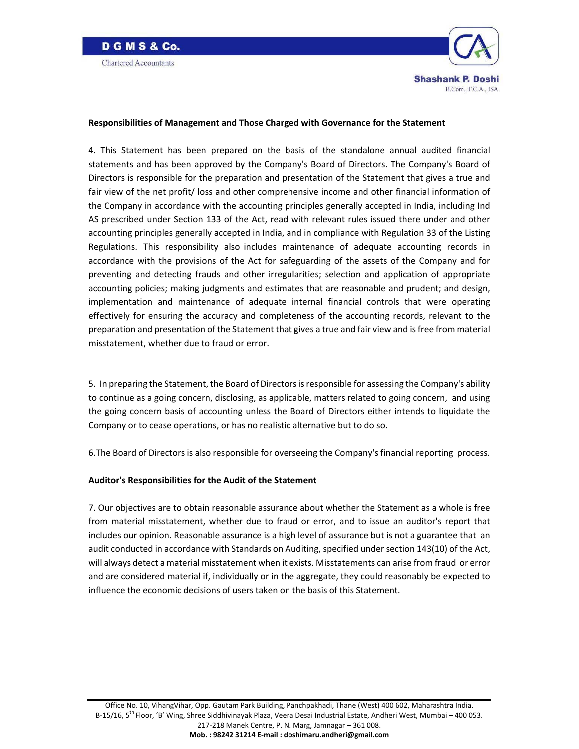### Responsibilities of Management and Those Charged with Governance for the Statement

4. This Statement has been prepared on the basis of the standalone annual audited financial statements and has been approved by the Company's Board of Directors. The Company's Board of Directors is responsible for the preparation and presentation of the Statement that gives a true and fair view of the net profit/ loss and other comprehensive income and other financial information of the Company in accordance with the accounting principles generally accepted in India, including Ind AS prescribed under Section 133 of the Act, read with relevant rules issued there under and other accounting principles generally accepted in India, and in compliance with Regulation 33 of the Listing Regulations. This responsibility also includes maintenance of adequate accounting records in accordance with the provisions of the Act for safeguarding of the assets of the Company and for preventing and detecting frauds and other irregularities; selection and application of appropriate accounting policies; making judgments and estimates that are reasonable and prudent; and design, implementation and maintenance of adequate internal financial controls that were operating effectively for ensuring the accuracy and completeness of the accounting records, relevant to the preparation and presentation of the Statement that gives a true and fair view and is free from material misstatement, whether due to fraud or error.

5. In preparing the Statement, the Board of Directors is responsible for assessing the Company's ability to continue as a going concern, disclosing, as applicable, matters related to going concern, and using the going concern basis of accounting unless the Board of Directors either intends to liquidate the Company or to cease operations, or has no realistic alternative but to do so.

6.The Board of Directors is also responsible for overseeing the Company's financial reporting process.

### Auditor's Responsibilities for the Audit of the Statement

7. Our objectives are to obtain reasonable assurance about whether the Statement as a whole is free from material misstatement, whether due to fraud or error, and to issue an auditor's report that includes our opinion. Reasonable assurance is a high level of assurance but is not a guarantee that an audit conducted in accordance with Standards on Auditing, specified under section 143(10) of the Act, will always detect a material misstatement when it exists. Misstatements can arise from fraud or error and are considered material if, individually or in the aggregate, they could reasonably be expected to influence the economic decisions of users taken on the basis of this Statement.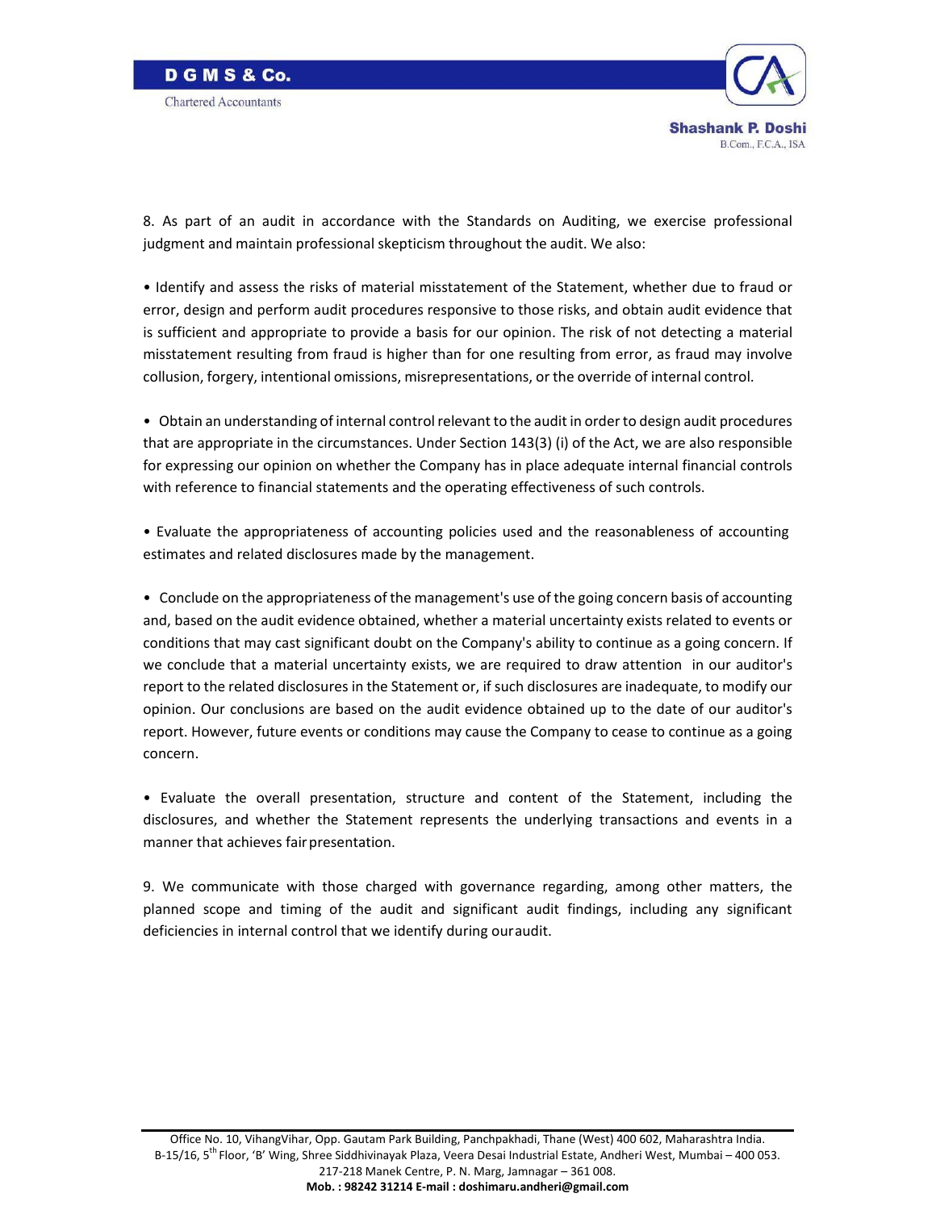8. As part of an audit in accordance with the Standards on Auditing, we exercise professional judgment and maintain professional skepticism throughout the audit. We also:

• Identify and assess the risks of material misstatement of the Statement, whether due to fraud or error, design and perform audit procedures responsive to those risks, and obtain audit evidence that is sufficient and appropriate to provide a basis for our opinion. The risk of not detecting a material misstatement resulting from fraud is higher than for one resulting from error, as fraud may involve collusion, forgery, intentional omissions, misrepresentations, or the override of internal control.

• Obtain an understanding of internal control relevant to the audit in order to design audit procedures that are appropriate in the circumstances. Under Section 143(3) (i) of the Act, we are also responsible for expressing our opinion on whether the Company has in place adequate internal financial controls with reference to financial statements and the operating effectiveness of such controls.

• Evaluate the appropriateness of accounting policies used and the reasonableness of accounting estimates and related disclosures made by the management.

• Conclude on the appropriateness of the management's use of the going concern basis of accounting and, based on the audit evidence obtained, whether a material uncertainty exists related to events or conditions that may cast significant doubt on the Company's ability to continue as a going concern. If we conclude that a material uncertainty exists, we are required to draw attention in our auditor's report to the related disclosures in the Statement or, if such disclosures are inadequate, to modify our opinion. Our conclusions are based on the audit evidence obtained up to the date of our auditor's report. However, future events or conditions may cause the Company to cease to continue as a going concern.

• Evaluate the overall presentation, structure and content of the Statement, including the disclosures, and whether the Statement represents the underlying transactions and events in a manner that achieves fair presentation.

9. We communicate with those charged with governance regarding, among other matters, the planned scope and timing of the audit and significant audit findings, including any significant deficiencies in internal control that we identify during our audit.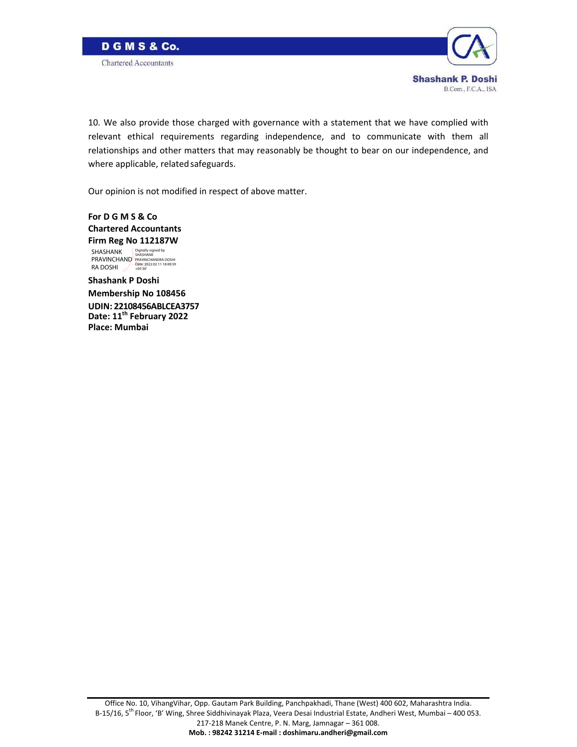10. We also provide those charged with governance with a statement that we have complied with relevant ethical requirements regarding independence, and to communicate with them all relationships and other matters that may reasonably be thought to bear on our independence, and where applicable, related safeguards.

Our opinion is not modified in respect of above matter.

**For D G M S & Co**
**Chartered Accountants**
**Firm Reg No 112187W**

SHASHANK PRAVINCHANDRA DOSHI
Digitally signed by SHASHANK PRAVINCHANDRA DOSHI
Date: 2022.02.11 18:00:59 +05'30'

**Shashank P Doshi**
**Membership No 108456**
**UDIN: 22108456ABLCEA3757**
**Date: 11th February 2022**
**Place: Mumbai**